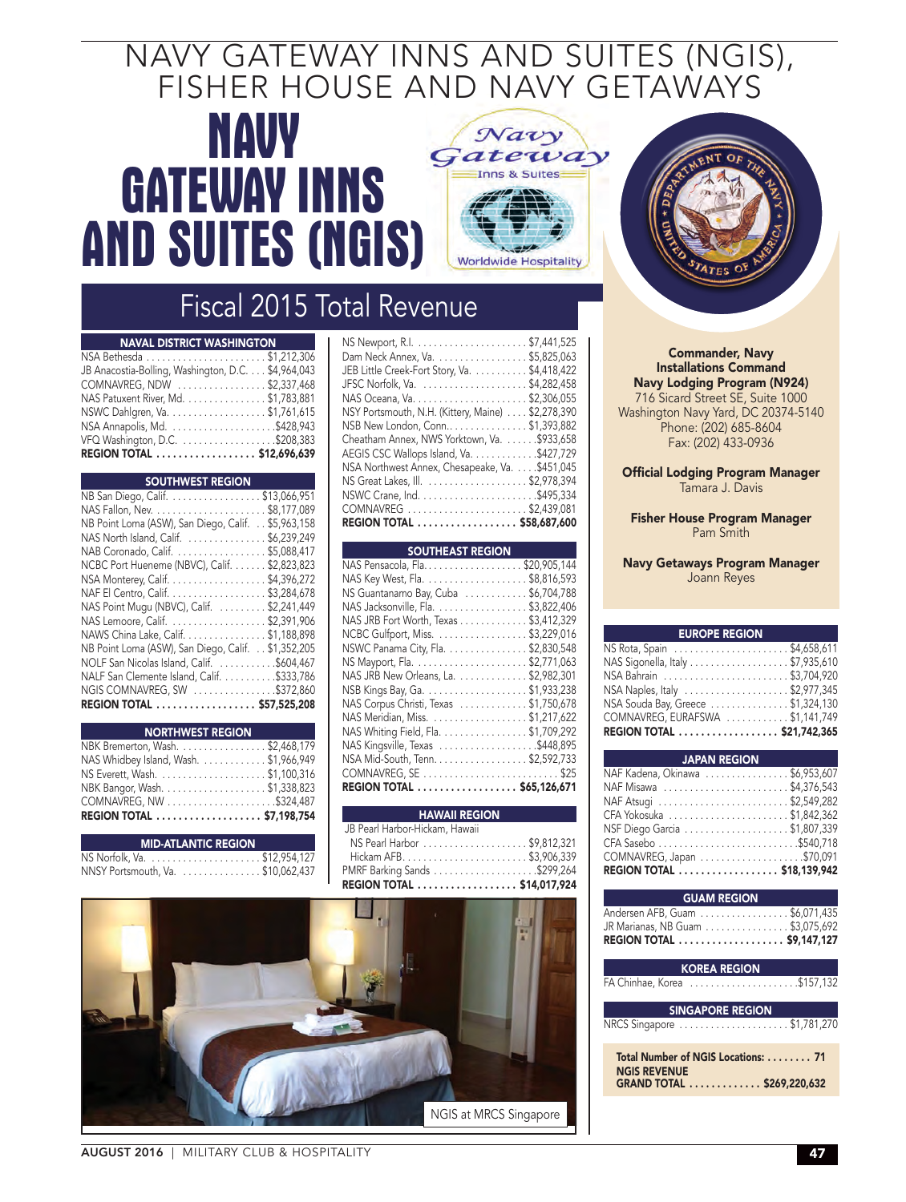# NAVY GATEWAY INNS AND SUITES (NGIS), FISHER HOUSE AND NAVY GETAWAYS

# NAVY GATEWAY INNS AND SUITES (NGIS)

## Fiscal 2015 Total Revenue

| NAVAL DISTRICT WASHINGTON | |
|---|---|
| NSA Bethesda | $1,212,306 |
| JB Anacostia-Bolling, Washington, D.C. | $4,964,043 |
| COMNAVREG, NDW | $2,337,468 |
| NAS Patuxent River, Md. | $1,783,881 |
| NSWC Dahlgren, Va. | $1,761,615 |
| NSA Annapolis, Md. | $428,943 |
| VFQ Washington, D.C. | $208,383 |
| **REGION TOTAL** | **$12,696,639** |

| SOUTHWEST REGION | |
|---|---|
| NB San Diego, Calif. | $13,066,951 |
| NAS Fallon, Nev. | $8,177,089 |
| NB Point Loma (ASW), San Diego, Calif. | $5,963,158 |
| NAS North Island, Calif. | $6,239,249 |
| NAB Coronado, Calif. | $5,088,417 |
| NCBC Port Hueneme (NBVC), Calif. | $2,823,823 |
| NSA Monterey, Calif. | $4,396,272 |
| NAF El Centro, Calif. | $3,284,678 |
| NAS Point Mugu (NBVC), Calif. | $2,241,449 |
| NAS Lemoore, Calif. | $2,391,906 |
| NAWS China Lake, Calif. | $1,188,898 |
| NB Point Loma (ASW), San Diego, Calif. | $1,352,205 |
| NOLF San Nicolas Island, Calif. | $604,467 |
| NALF San Clemente Island, Calif. | $333,786 |
| NGIS COMNAVREG, SW | $372,860 |
| **REGION TOTAL** | **$57,525,208** |

| NORTHWEST REGION | |
|---|---|
| NBK Bremerton, Wash. | $2,468,179 |
| NAS Whidbey Island, Wash. | $1,966,949 |
| NS Everett, Wash. | $1,100,316 |
| NBK Bangor, Wash. | $1,338,823 |
| COMNAVREG, NW | $324,487 |
| **REGION TOTAL** | **$7,198,754** |

| MID-ATLANTIC REGION | |
|---|---|
| NS Norfolk, Va. | $12,954,127 |
| NNSY Portsmouth, Va. | $10,062,437 |
| NS Newport, R.I. | $7,441,525 |
| Dam Neck Annex, Va. | $5,825,063 |
| JEB Little Creek-Fort Story, Va. | $4,418,422 |
| JFSC Norfolk, Va. | $4,282,458 |
| NAS Oceana, Va. | $2,306,055 |
| NSY Portsmouth, N.H. (Kittery, Maine) | $2,278,390 |
| NSB New London, Conn. | $1,393,882 |
| Cheatham Annex, NWS Yorktown, Va. | $933,658 |
| AEGIS CSC Wallops Island, Va. | $427,729 |
| NSA Northwest Annex, Chesapeake, Va. | $451,045 |
| NS Great Lakes, Ill. | $2,978,394 |
| NSWC Crane, Ind. | $495,334 |
| COMNAVREG | $2,439,081 |
| **REGION TOTAL** | **$58,687,600** |

| SOUTHEAST REGION | |
|---|---|
| NAS Pensacola, Fla. | $20,905,144 |
| NAS Key West, Fla. | $8,816,593 |
| NS Guantanamo Bay, Cuba | $6,704,788 |
| NAS Jacksonville, Fla. | $3,822,406 |
| NAS JRB Fort Worth, Texas | $3,412,329 |
| NCBC Gulfport, Miss. | $3,229,016 |
| NSWC Panama City, Fla. | $2,830,548 |
| NS Mayport, Fla. | $2,771,063 |
| NAS JRB New Orleans, La. | $2,982,301 |
| NSB Kings Bay, Ga. | $1,933,238 |
| NAS Corpus Christi, Texas | $1,750,678 |
| NAS Meridian, Miss. | $1,217,622 |
| NAS Whiting Field, Fla. | $1,709,292 |
| NAS Kingsville, Texas | $448,895 |
| NSA Mid-South, Tenn. | $2,592,733 |
| COMNAVREG, SE | $25 |
| **REGION TOTAL** | **$65,126,671** |

| HAWAII REGION | |
|---|---|
| JB Pearl Harbor-Hickam, Hawaii | |
| NS Pearl Harbor | $9,812,321 |
| Hickam AFB | $3,906,339 |
| PMRF Barking Sands | $299,264 |
| **REGION TOTAL** | **$14,017,924** |

NGIS at MRCS Singapore

**Commander, Navy Installations Command**
**Navy Lodging Program (N924)**
716 Sicard Street SE, Suite 1000
Washington Navy Yard, DC 20374-5140
Phone: (202) 685-8604
Fax: (202) 433-0936

**Official Lodging Program Manager**
Tamara J. Davis

**Fisher House Program Manager**
Pam Smith

**Navy Getaways Program Manager**
Joann Reyes

| EUROPE REGION | |
|---|---|
| NS Rota, Spain | $4,658,611 |
| NAS Sigonella, Italy | $7,935,610 |
| NSA Bahrain | $3,704,920 |
| NSA Naples, Italy | $2,977,345 |
| NSA Souda Bay, Greece | $1,324,130 |
| COMNAVREG, EURAFSWA | $1,141,749 |
| **REGION TOTAL** | **$21,742,365** |

| JAPAN REGION | |
|---|---|
| NAF Kadena, Okinawa | $6,953,607 |
| NAF Misawa | $4,376,543 |
| NAF Atsugi | $2,549,282 |
| CFA Yokosuka | $1,842,362 |
| NSF Diego Garcia | $1,807,339 |
| CFA Sasebo | $540,718 |
| COMNAVREG, Japan | $70,091 |
| **REGION TOTAL** | **$18,139,942** |

| GUAM REGION | |
|---|---|
| Andersen AFB, Guam | $6,071,435 |
| JR Marianas, NB Guam | $3,075,692 |
| **REGION TOTAL** | **$9,147,127** |

| KOREA REGION | |
|---|---|
| FA Chinhae, Korea | $157,132 |

| SINGAPORE REGION | |
|---|---|
| NRCS Singapore | $1,781,270 |

**Total Number of NGIS Locations: 71**
**NGIS REVENUE GRAND TOTAL $269,220,632**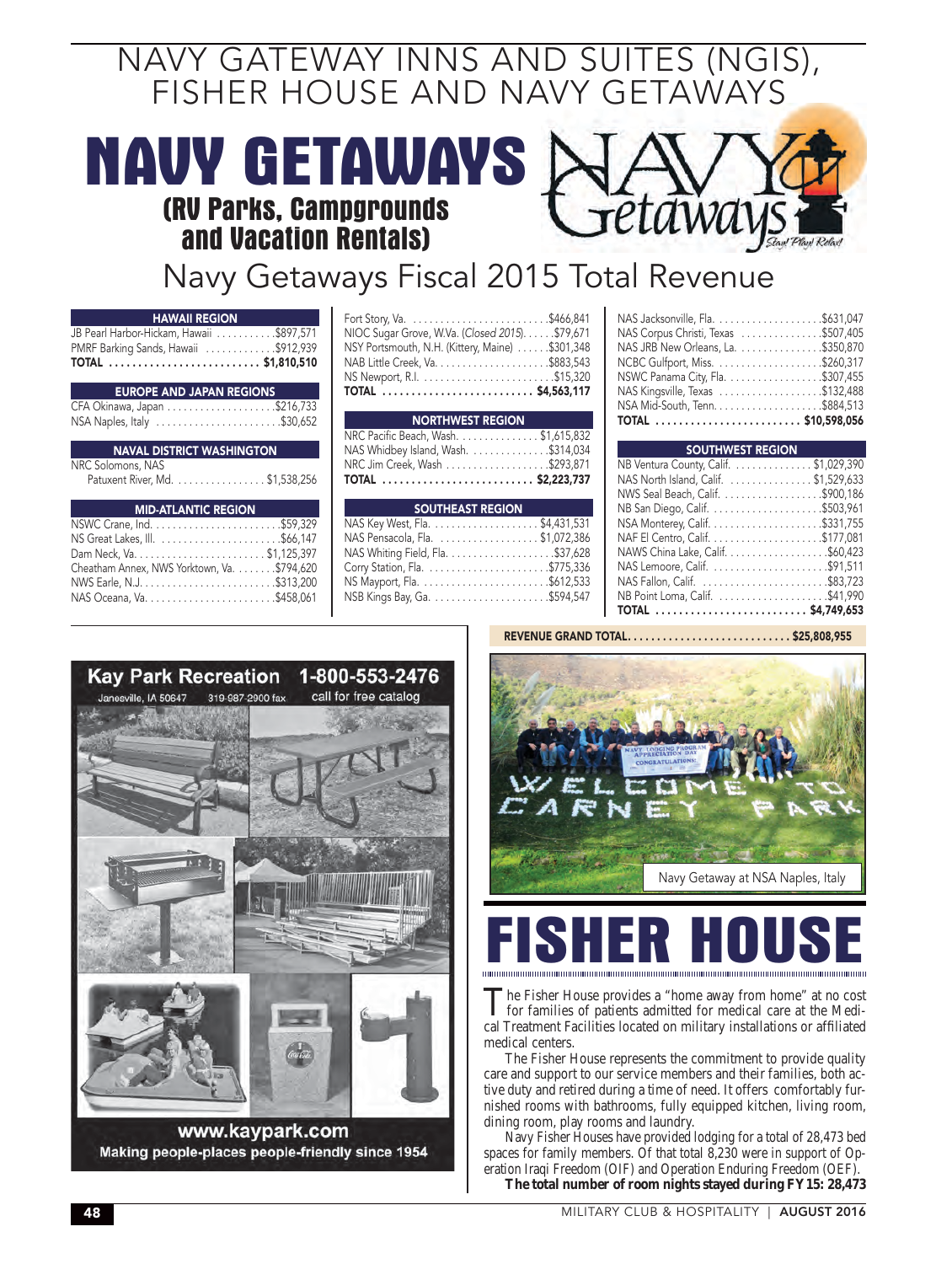# NAVY GATEWAY INNS AND SUITES (NGIS), FISHER HOUSE AND NAVY GETAWAYS

# NAVY GETAWAYS

## (RV Parks, Campgrounds and Vacation Rentals)

## Navy Getaways Fiscal 2015 Total Revenue

| HAWAII REGION | |
|---|---|
| JB Pearl Harbor-Hickam, Hawaii | $897,571 |
| PMRF Barking Sands, Hawaii | $912,939 |
| **TOTAL** | **$1,810,510** |

| EUROPE AND JAPAN REGIONS | |
|---|---|
| CFA Okinawa, Japan | $216,733 |
| NSA Naples, Italy | $30,652 |

| NAVAL DISTRICT WASHINGTON | |
|---|---|
| NRC Solomons, NAS Patuxent River, Md. | $1,538,256 |

| MID-ATLANTIC REGION | |
|---|---|
| NSWC Crane, Ind. | $59,329 |
| NS Great Lakes, Ill. | $66,147 |
| Dam Neck, Va. | $1,125,397 |
| Cheatham Annex, NWS Yorktown, Va. | $794,620 |
| NWS Earle, N.J. | $313,200 |
| NAS Oceana, Va. | $458,061 |
| Fort Story, Va. | $466,841 |
| NIOC Sugar Grove, W.Va. (*Closed 2015*) | $79,671 |
| NSY Portsmouth, N.H. (Kittery, Maine) | $301,348 |
| NAB Little Creek, Va. | $883,543 |
| NS Newport, R.I. | $15,320 |
| **TOTAL** | **$4,563,117** |

| NORTHWEST REGION | |
|---|---|
| NRC Pacific Beach, Wash. | $1,615,832 |
| NAS Whidbey Island, Wash. | $314,034 |
| NRC Jim Creek, Wash | $293,871 |
| **TOTAL** | **$2,223,737** |

| SOUTHEAST REGION | |
|---|---|
| NAS Key West, Fla. | $4,431,531 |
| NAS Pensacola, Fla. | $1,072,386 |
| NAS Whiting Field, Fla. | $37,628 |
| Corry Station, Fla. | $775,336 |
| NS Mayport, Fla. | $612,533 |
| NSB Kings Bay, Ga. | $594,547 |
| NAS Jacksonville, Fla. | $631,047 |
| NAS Corpus Christi, Texas | $507,405 |
| NAS JRB New Orleans, La. | $350,870 |
| NCBC Gulfport, Miss. | $260,317 |
| NSWC Panama City, Fla. | $307,455 |
| NAS Kingsville, Texas | $132,488 |
| NSA Mid-South, Tenn. | $884,513 |
| **TOTAL** | **$10,598,056** |

| SOUTHWEST REGION | |
|---|---|
| NB Ventura County, Calif. | $1,029,390 |
| NAS North Island, Calif. | $1,529,633 |
| NWS Seal Beach, Calif. | $900,186 |
| NB San Diego, Calif. | $503,961 |
| NSA Monterey, Calif. | $331,755 |
| NAF El Centro, Calif. | $177,081 |
| NAWS China Lake, Calif. | $60,423 |
| NAS Lemoore, Calif. | $91,511 |
| NAS Fallon, Calif. | $83,723 |
| NB Point Loma, Calif. | $41,990 |
| **TOTAL** | **$4,749,653** |

**REVENUE GRAND TOTAL. . . . . . . . . . $25,808,955**

Navy Getaway at NSA Naples, Italy

Kay Park Recreation 1-800-553-2476
Janesville, IA 50647 319-987-2900 fax call for free catalog
www.kaypark.com
Making people-places people-friendly since 1954

# FISHER HOUSE

The Fisher House provides a "home away from home" at no cost for families of patients admitted for medical care at the Medical Treatment Facilities located on military installations or affiliated medical centers.

The Fisher House represents the commitment to provide quality care and support to our service members and their families, both active duty and retired during a time of need. It offers comfortably furnished rooms with bathrooms, fully equipped kitchen, living room, dining room, play rooms and laundry.

Navy Fisher Houses have provided lodging for a total of 28,473 bed spaces for family members. Of that total 8,230 were in support of Operation Iraqi Freedom (OIF) and Operation Enduring Freedom (OEF).

**The total number of room nights stayed during FY 15: 28,473**